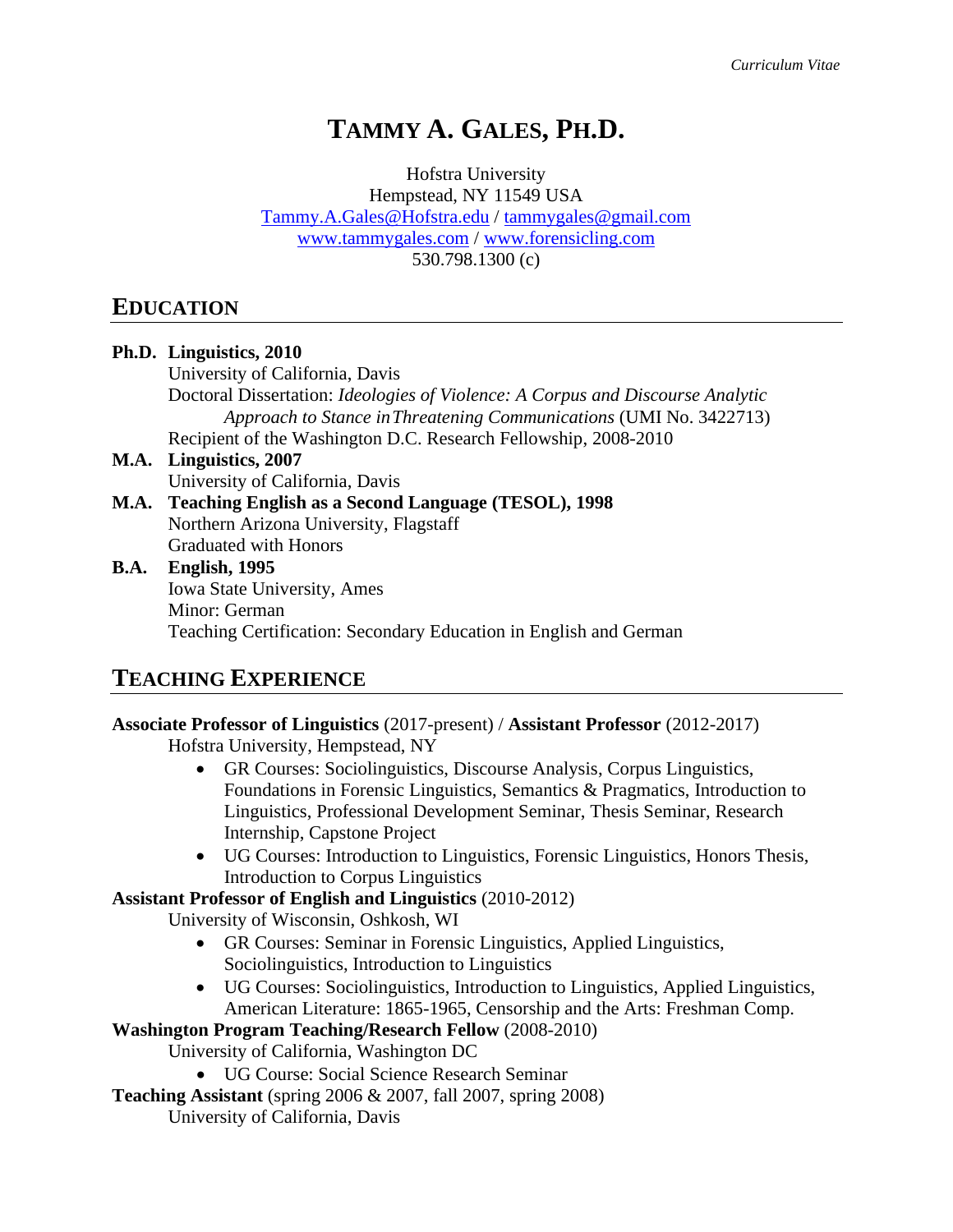# TAMMY A. GALES, PH.D.

Hofstra University
Hempstead, NY 11549 USA
Tammy.A.Gales@Hofstra.edu / tammygales@gmail.com
www.tammygales.com / www.forensicling.com
530.798.1300 (c)

## EDUCATION

**Ph.D. Linguistics, 2010**
University of California, Davis
Doctoral Dissertation: *Ideologies of Violence: A Corpus and Discourse Analytic Approach to Stance in Threatening Communications* (UMI No. 3422713)
Recipient of the Washington D.C. Research Fellowship, 2008-2010

**M.A. Linguistics, 2007**
University of California, Davis

**M.A. Teaching English as a Second Language (TESOL), 1998**
Northern Arizona University, Flagstaff
Graduated with Honors

**B.A. English, 1995**
Iowa State University, Ames
Minor: German
Teaching Certification: Secondary Education in English and German

## TEACHING EXPERIENCE

**Associate Professor of Linguistics** (2017-present) / **Assistant Professor** (2012-2017)
Hofstra University, Hempstead, NY

- GR Courses: Sociolinguistics, Discourse Analysis, Corpus Linguistics, Foundations in Forensic Linguistics, Semantics & Pragmatics, Introduction to Linguistics, Professional Development Seminar, Thesis Seminar, Research Internship, Capstone Project
- UG Courses: Introduction to Linguistics, Forensic Linguistics, Honors Thesis, Introduction to Corpus Linguistics

**Assistant Professor of English and Linguistics** (2010-2012)
University of Wisconsin, Oshkosh, WI

- GR Courses: Seminar in Forensic Linguistics, Applied Linguistics, Sociolinguistics, Introduction to Linguistics
- UG Courses: Sociolinguistics, Introduction to Linguistics, Applied Linguistics, American Literature: 1865-1965, Censorship and the Arts: Freshman Comp.

**Washington Program Teaching/Research Fellow** (2008-2010)
University of California, Washington DC

- UG Course: Social Science Research Seminar

**Teaching Assistant** (spring 2006 & 2007, fall 2007, spring 2008)
University of California, Davis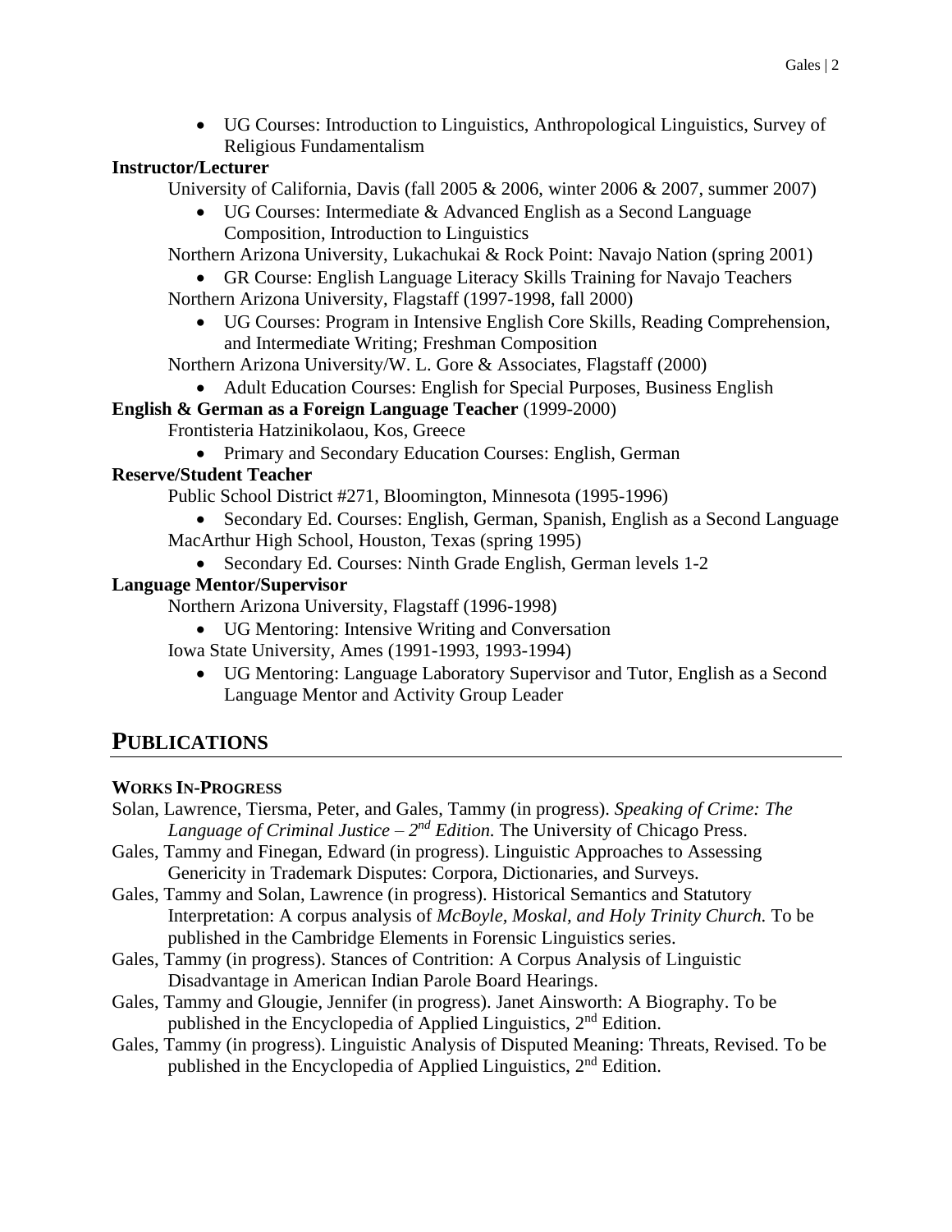- UG Courses: Introduction to Linguistics, Anthropological Linguistics, Survey of Religious Fundamentalism

**Instructor/Lecturer**

University of California, Davis (fall 2005 & 2006, winter 2006 & 2007, summer 2007)

- UG Courses: Intermediate & Advanced English as a Second Language Composition, Introduction to Linguistics

Northern Arizona University, Lukachukai & Rock Point: Navajo Nation (spring 2001)

- GR Course: English Language Literacy Skills Training for Navajo Teachers

Northern Arizona University, Flagstaff (1997-1998, fall 2000)

- UG Courses: Program in Intensive English Core Skills, Reading Comprehension, and Intermediate Writing; Freshman Composition

Northern Arizona University/W. L. Gore & Associates, Flagstaff (2000)

- Adult Education Courses: English for Special Purposes, Business English

**English & German as a Foreign Language Teacher** (1999-2000)

Frontisteria Hatzinikolaou, Kos, Greece

- Primary and Secondary Education Courses: English, German

**Reserve/Student Teacher**

Public School District #271, Bloomington, Minnesota (1995-1996)

- Secondary Ed. Courses: English, German, Spanish, English as a Second Language

MacArthur High School, Houston, Texas (spring 1995)

- Secondary Ed. Courses: Ninth Grade English, German levels 1-2

**Language Mentor/Supervisor**

Northern Arizona University, Flagstaff (1996-1998)

- UG Mentoring: Intensive Writing and Conversation

Iowa State University, Ames (1991-1993, 1993-1994)

- UG Mentoring: Language Laboratory Supervisor and Tutor, English as a Second Language Mentor and Activity Group Leader

## PUBLICATIONS

### WORKS IN-PROGRESS

Solan, Lawrence, Tiersma, Peter, and Gales, Tammy (in progress). *Speaking of Crime: The Language of Criminal Justice – 2nd Edition.* The University of Chicago Press.

Gales, Tammy and Finegan, Edward (in progress). Linguistic Approaches to Assessing Genericity in Trademark Disputes: Corpora, Dictionaries, and Surveys.

Gales, Tammy and Solan, Lawrence (in progress). Historical Semantics and Statutory Interpretation: A corpus analysis of *McBoyle, Moskal, and Holy Trinity Church.* To be published in the Cambridge Elements in Forensic Linguistics series.

Gales, Tammy (in progress). Stances of Contrition: A Corpus Analysis of Linguistic Disadvantage in American Indian Parole Board Hearings.

Gales, Tammy and Glougie, Jennifer (in progress). Janet Ainsworth: A Biography. To be published in the Encyclopedia of Applied Linguistics, 2nd Edition.

Gales, Tammy (in progress). Linguistic Analysis of Disputed Meaning: Threats, Revised. To be published in the Encyclopedia of Applied Linguistics, 2nd Edition.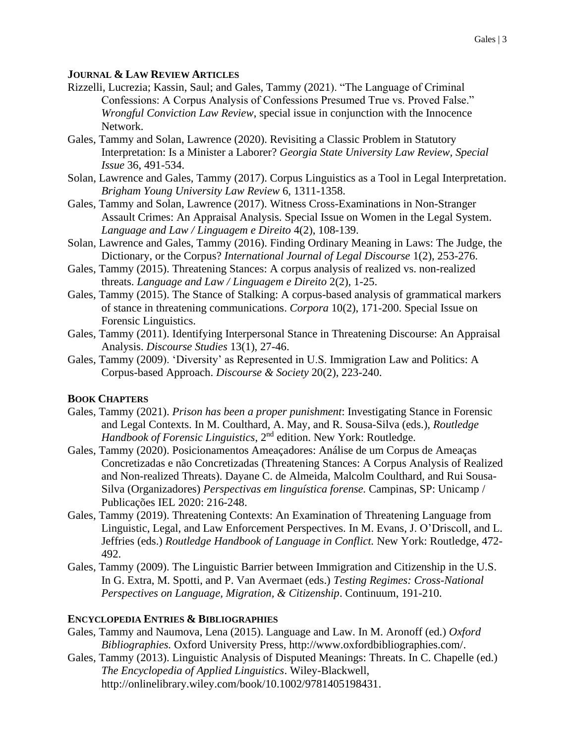## JOURNAL & LAW REVIEW ARTICLES

Rizzelli, Lucrezia; Kassin, Saul; and Gales, Tammy (2021). "The Language of Criminal Confessions: A Corpus Analysis of Confessions Presumed True vs. Proved False." *Wrongful Conviction Law Review*, special issue in conjunction with the Innocence Network.

Gales, Tammy and Solan, Lawrence (2020). Revisiting a Classic Problem in Statutory Interpretation: Is a Minister a Laborer? *Georgia State University Law Review, Special Issue* 36, 491-534.

Solan, Lawrence and Gales, Tammy (2017). Corpus Linguistics as a Tool in Legal Interpretation. *Brigham Young University Law Review* 6, 1311-1358.

Gales, Tammy and Solan, Lawrence (2017). Witness Cross-Examinations in Non-Stranger Assault Crimes: An Appraisal Analysis. Special Issue on Women in the Legal System. *Language and Law / Linguagem e Direito* 4(2), 108-139.

Solan, Lawrence and Gales, Tammy (2016). Finding Ordinary Meaning in Laws: The Judge, the Dictionary, or the Corpus? *International Journal of Legal Discourse* 1(2), 253-276.

Gales, Tammy (2015). Threatening Stances: A corpus analysis of realized vs. non-realized threats. *Language and Law / Linguagem e Direito* 2(2), 1-25.

Gales, Tammy (2015). The Stance of Stalking: A corpus-based analysis of grammatical markers of stance in threatening communications. *Corpora* 10(2), 171-200. Special Issue on Forensic Linguistics.

Gales, Tammy (2011). Identifying Interpersonal Stance in Threatening Discourse: An Appraisal Analysis. *Discourse Studies* 13(1), 27-46.

Gales, Tammy (2009). 'Diversity' as Represented in U.S. Immigration Law and Politics: A Corpus-based Approach. *Discourse & Society* 20(2), 223-240.

## BOOK CHAPTERS

Gales, Tammy (2021). *Prison has been a proper punishment*: Investigating Stance in Forensic and Legal Contexts. In M. Coulthard, A. May, and R. Sousa-Silva (eds.), *Routledge Handbook of Forensic Linguistics*, 2nd edition. New York: Routledge.

Gales, Tammy (2020). Posicionamentos Ameaçadores: Análise de um Corpus de Ameaças Concretizadas e não Concretizadas (Threatening Stances: A Corpus Analysis of Realized and Non-realized Threats). Dayane C. de Almeida, Malcolm Coulthard, and Rui Sousa-Silva (Organizadores) *Perspectivas em linguística forense.* Campinas, SP: Unicamp / Publicações IEL 2020: 216-248.

Gales, Tammy (2019). Threatening Contexts: An Examination of Threatening Language from Linguistic, Legal, and Law Enforcement Perspectives. In M. Evans, J. O'Driscoll, and L. Jeffries (eds.) *Routledge Handbook of Language in Conflict.* New York: Routledge, 472-492.

Gales, Tammy (2009). The Linguistic Barrier between Immigration and Citizenship in the U.S. In G. Extra, M. Spotti, and P. Van Avermaet (eds.) *Testing Regimes: Cross-National Perspectives on Language, Migration, & Citizenship*. Continuum, 191-210.

## ENCYCLOPEDIA ENTRIES & BIBLIOGRAPHIES

Gales, Tammy and Naumova, Lena (2015). Language and Law. In M. Aronoff (ed.) *Oxford Bibliographies.* Oxford University Press, http://www.oxfordbibliographies.com/.

Gales, Tammy (2013). Linguistic Analysis of Disputed Meanings: Threats. In C. Chapelle (ed.) *The Encyclopedia of Applied Linguistics*. Wiley-Blackwell, http://onlinelibrary.wiley.com/book/10.1002/9781405198431.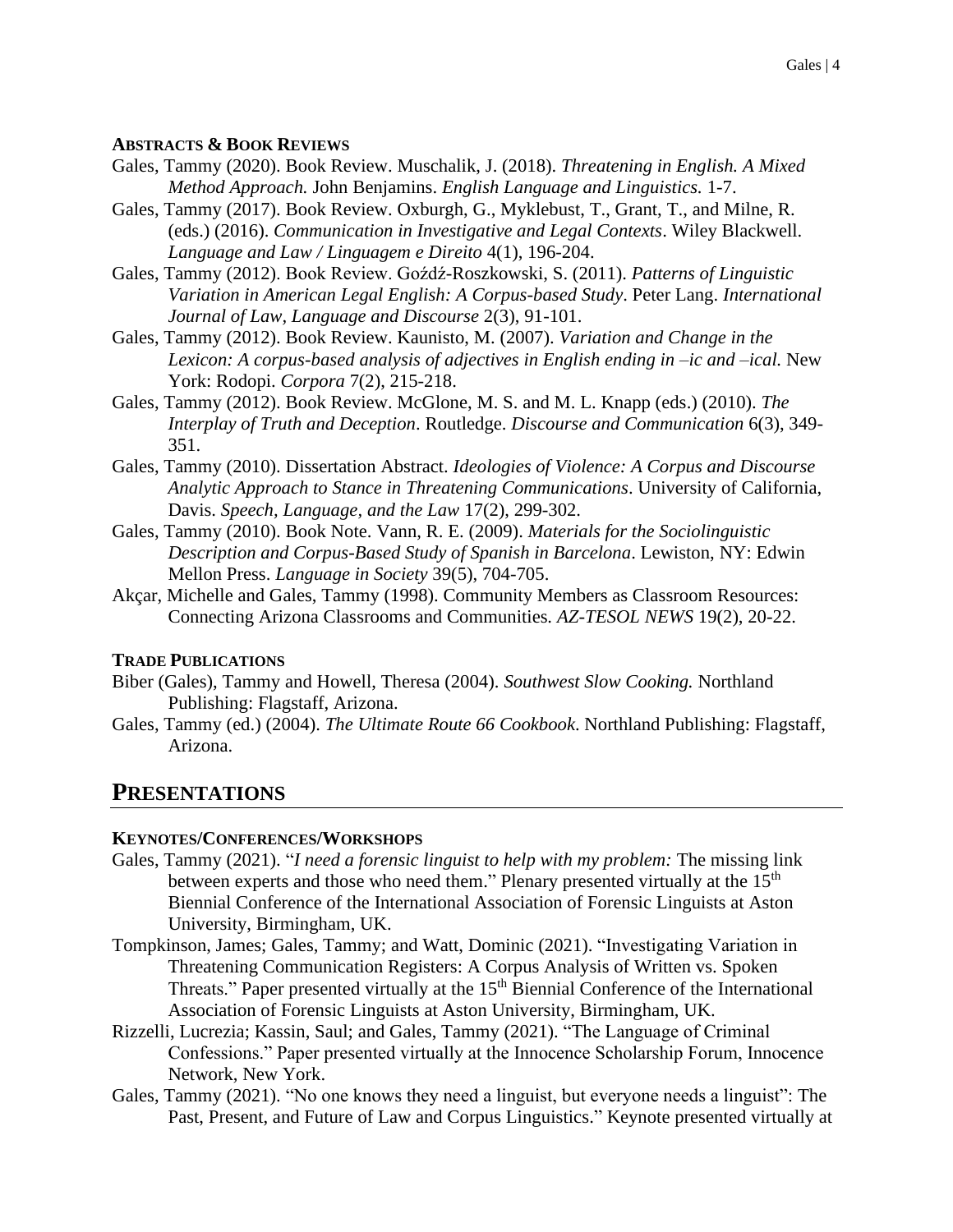#### ABSTRACTS & BOOK REVIEWS

Gales, Tammy (2020). Book Review. Muschalik, J. (2018). *Threatening in English. A Mixed Method Approach.* John Benjamins. *English Language and Linguistics.* 1-7.

Gales, Tammy (2017). Book Review. Oxburgh, G., Myklebust, T., Grant, T., and Milne, R. (eds.) (2016). *Communication in Investigative and Legal Contexts*. Wiley Blackwell. *Language and Law / Linguagem e Direito* 4(1), 196-204.

Gales, Tammy (2012). Book Review. Goźdź-Roszkowski, S. (2011). *Patterns of Linguistic Variation in American Legal English: A Corpus-based Study*. Peter Lang. *International Journal of Law, Language and Discourse* 2(3), 91-101.

Gales, Tammy (2012). Book Review. Kaunisto, M. (2007). *Variation and Change in the Lexicon: A corpus-based analysis of adjectives in English ending in –ic and –ical.* New York: Rodopi. *Corpora* 7(2), 215-218.

Gales, Tammy (2012). Book Review. McGlone, M. S. and M. L. Knapp (eds.) (2010). *The Interplay of Truth and Deception*. Routledge. *Discourse and Communication* 6(3), 349-351.

Gales, Tammy (2010). Dissertation Abstract. *Ideologies of Violence: A Corpus and Discourse Analytic Approach to Stance in Threatening Communications*. University of California, Davis. *Speech, Language, and the Law* 17(2), 299-302.

Gales, Tammy (2010). Book Note. Vann, R. E. (2009). *Materials for the Sociolinguistic Description and Corpus-Based Study of Spanish in Barcelona*. Lewiston, NY: Edwin Mellon Press. *Language in Society* 39(5), 704-705.

Akçar, Michelle and Gales, Tammy (1998). Community Members as Classroom Resources: Connecting Arizona Classrooms and Communities. *AZ-TESOL NEWS* 19(2), 20-22.

#### TRADE PUBLICATIONS

Biber (Gales), Tammy and Howell, Theresa (2004). *Southwest Slow Cooking.* Northland Publishing: Flagstaff, Arizona.

Gales, Tammy (ed.) (2004). *The Ultimate Route 66 Cookbook*. Northland Publishing: Flagstaff, Arizona.

## PRESENTATIONS

#### KEYNOTES/CONFERENCES/WORKSHOPS

Gales, Tammy (2021). "*I need a forensic linguist to help with my problem:* The missing link between experts and those who need them." Plenary presented virtually at the 15th Biennial Conference of the International Association of Forensic Linguists at Aston University, Birmingham, UK.

Tompkinson, James; Gales, Tammy; and Watt, Dominic (2021). "Investigating Variation in Threatening Communication Registers: A Corpus Analysis of Written vs. Spoken Threats." Paper presented virtually at the 15th Biennial Conference of the International Association of Forensic Linguists at Aston University, Birmingham, UK.

Rizzelli, Lucrezia; Kassin, Saul; and Gales, Tammy (2021). "The Language of Criminal Confessions." Paper presented virtually at the Innocence Scholarship Forum, Innocence Network, New York.

Gales, Tammy (2021). "No one knows they need a linguist, but everyone needs a linguist": The Past, Present, and Future of Law and Corpus Linguistics." Keynote presented virtually at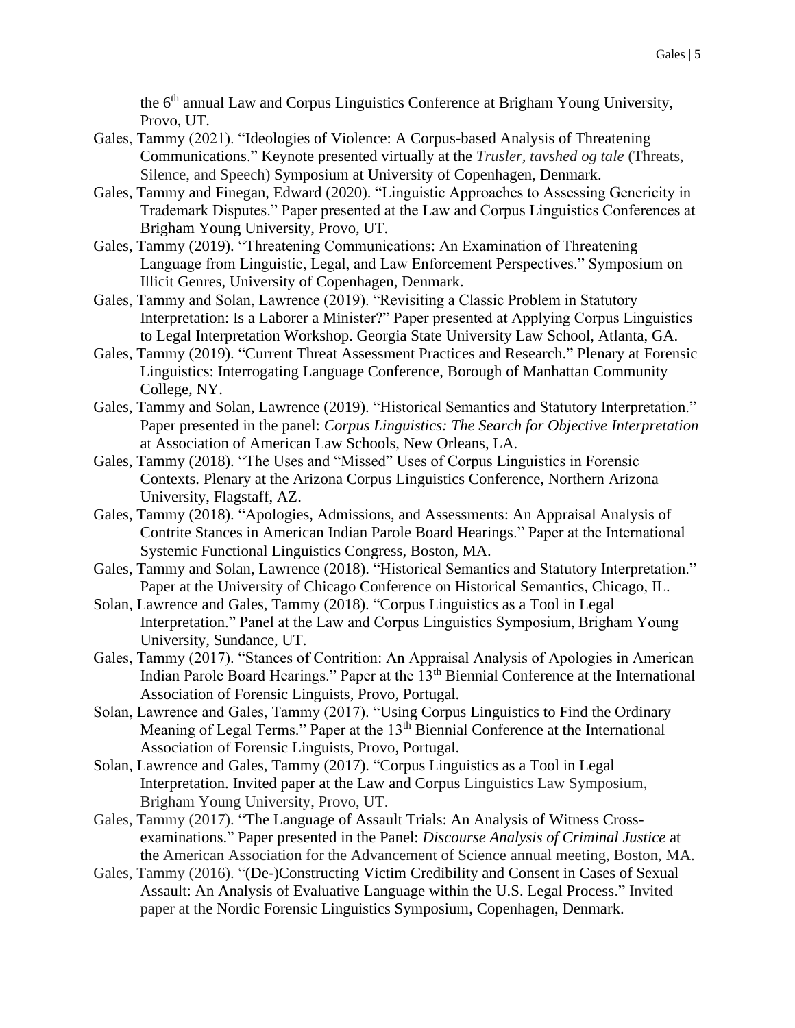the 6th annual Law and Corpus Linguistics Conference at Brigham Young University, Provo, UT.

Gales, Tammy (2021). "Ideologies of Violence: A Corpus-based Analysis of Threatening Communications." Keynote presented virtually at the *Trusler, tavshed og tale* (Threats, Silence, and Speech) Symposium at University of Copenhagen, Denmark.

Gales, Tammy and Finegan, Edward (2020). "Linguistic Approaches to Assessing Genericity in Trademark Disputes." Paper presented at the Law and Corpus Linguistics Conferences at Brigham Young University, Provo, UT.

Gales, Tammy (2019). "Threatening Communications: An Examination of Threatening Language from Linguistic, Legal, and Law Enforcement Perspectives." Symposium on Illicit Genres, University of Copenhagen, Denmark.

Gales, Tammy and Solan, Lawrence (2019). "Revisiting a Classic Problem in Statutory Interpretation: Is a Laborer a Minister?" Paper presented at Applying Corpus Linguistics to Legal Interpretation Workshop. Georgia State University Law School, Atlanta, GA.

Gales, Tammy (2019). "Current Threat Assessment Practices and Research." Plenary at Forensic Linguistics: Interrogating Language Conference, Borough of Manhattan Community College, NY.

Gales, Tammy and Solan, Lawrence (2019). "Historical Semantics and Statutory Interpretation." Paper presented in the panel: *Corpus Linguistics: The Search for Objective Interpretation* at Association of American Law Schools, New Orleans, LA.

Gales, Tammy (2018). "The Uses and "Missed" Uses of Corpus Linguistics in Forensic Contexts. Plenary at the Arizona Corpus Linguistics Conference, Northern Arizona University, Flagstaff, AZ.

Gales, Tammy (2018). "Apologies, Admissions, and Assessments: An Appraisal Analysis of Contrite Stances in American Indian Parole Board Hearings." Paper at the International Systemic Functional Linguistics Congress, Boston, MA.

Gales, Tammy and Solan, Lawrence (2018). "Historical Semantics and Statutory Interpretation." Paper at the University of Chicago Conference on Historical Semantics, Chicago, IL.

Solan, Lawrence and Gales, Tammy (2018). "Corpus Linguistics as a Tool in Legal Interpretation." Panel at the Law and Corpus Linguistics Symposium, Brigham Young University, Sundance, UT.

Gales, Tammy (2017). "Stances of Contrition: An Appraisal Analysis of Apologies in American Indian Parole Board Hearings." Paper at the 13th Biennial Conference at the International Association of Forensic Linguists, Provo, Portugal.

Solan, Lawrence and Gales, Tammy (2017). "Using Corpus Linguistics to Find the Ordinary Meaning of Legal Terms." Paper at the 13th Biennial Conference at the International Association of Forensic Linguists, Provo, Portugal.

Solan, Lawrence and Gales, Tammy (2017). "Corpus Linguistics as a Tool in Legal Interpretation. Invited paper at the Law and Corpus Linguistics Law Symposium, Brigham Young University, Provo, UT.

Gales, Tammy (2017). "The Language of Assault Trials: An Analysis of Witness Cross-examinations." Paper presented in the Panel: *Discourse Analysis of Criminal Justice* at the American Association for the Advancement of Science annual meeting, Boston, MA.

Gales, Tammy (2016). "(De-)Constructing Victim Credibility and Consent in Cases of Sexual Assault: An Analysis of Evaluative Language within the U.S. Legal Process." Invited paper at the Nordic Forensic Linguistics Symposium, Copenhagen, Denmark.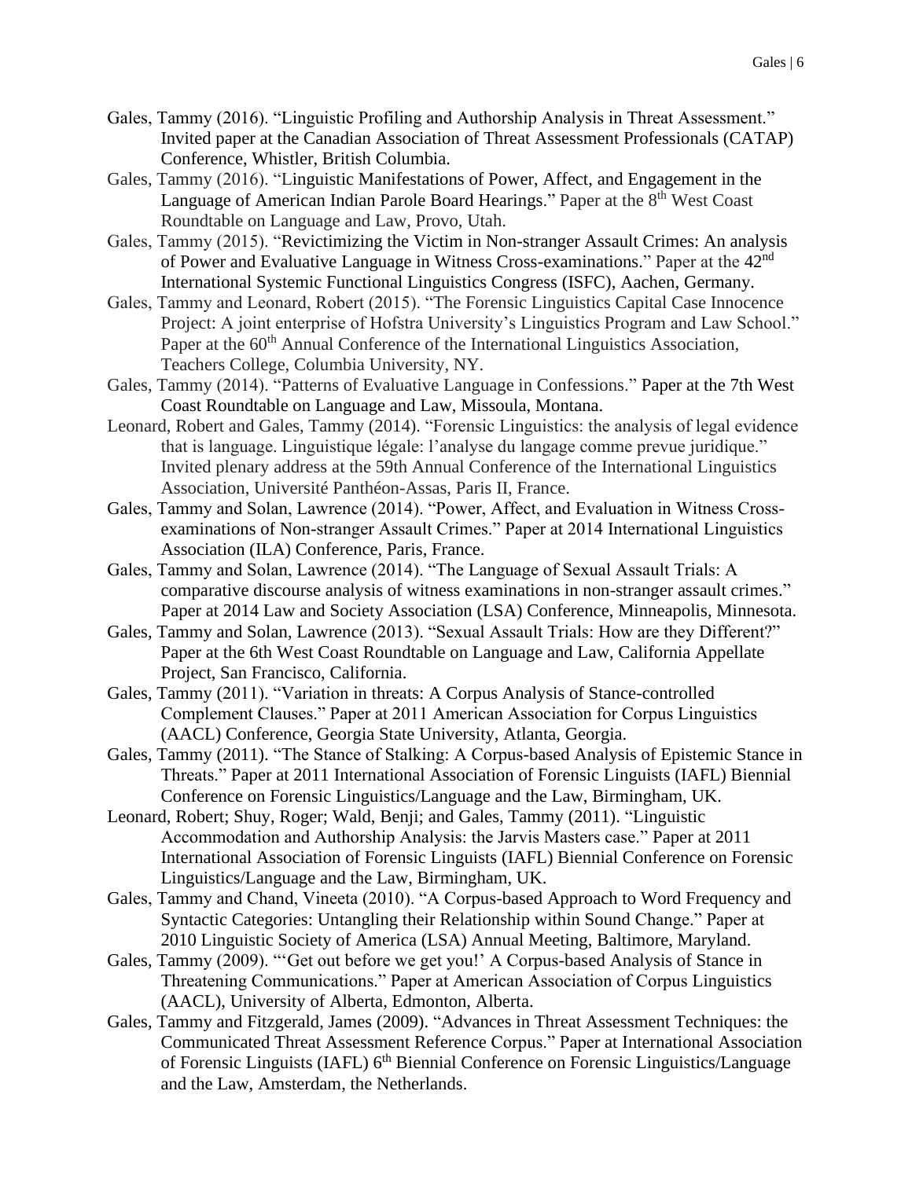Gales, Tammy (2016). “Linguistic Profiling and Authorship Analysis in Threat Assessment.” Invited paper at the Canadian Association of Threat Assessment Professionals (CATAP) Conference, Whistler, British Columbia.

Gales, Tammy (2016). “Linguistic Manifestations of Power, Affect, and Engagement in the Language of American Indian Parole Board Hearings.” Paper at the 8th West Coast Roundtable on Language and Law, Provo, Utah.

Gales, Tammy (2015). “Revictimizing the Victim in Non-stranger Assault Crimes: An analysis of Power and Evaluative Language in Witness Cross-examinations.” Paper at the 42nd International Systemic Functional Linguistics Congress (ISFC), Aachen, Germany.

Gales, Tammy and Leonard, Robert (2015). “The Forensic Linguistics Capital Case Innocence Project: A joint enterprise of Hofstra University’s Linguistics Program and Law School.” Paper at the 60th Annual Conference of the International Linguistics Association, Teachers College, Columbia University, NY.

Gales, Tammy (2014). “Patterns of Evaluative Language in Confessions.” Paper at the 7th West Coast Roundtable on Language and Law, Missoula, Montana.

Leonard, Robert and Gales, Tammy (2014). “Forensic Linguistics: the analysis of legal evidence that is language. Linguistique légale: l’analyse du langage comme prevue juridique.” Invited plenary address at the 59th Annual Conference of the International Linguistics Association, Université Panthéon-Assas, Paris II, France.

Gales, Tammy and Solan, Lawrence (2014). “Power, Affect, and Evaluation in Witness Cross-examinations of Non-stranger Assault Crimes.” Paper at 2014 International Linguistics Association (ILA) Conference, Paris, France.

Gales, Tammy and Solan, Lawrence (2014). “The Language of Sexual Assault Trials: A comparative discourse analysis of witness examinations in non-stranger assault crimes.” Paper at 2014 Law and Society Association (LSA) Conference, Minneapolis, Minnesota.

Gales, Tammy and Solan, Lawrence (2013). “Sexual Assault Trials: How are they Different?” Paper at the 6th West Coast Roundtable on Language and Law, California Appellate Project, San Francisco, California.

Gales, Tammy (2011). “Variation in threats: A Corpus Analysis of Stance-controlled Complement Clauses.” Paper at 2011 American Association for Corpus Linguistics (AACL) Conference, Georgia State University, Atlanta, Georgia.

Gales, Tammy (2011). “The Stance of Stalking: A Corpus-based Analysis of Epistemic Stance in Threats.” Paper at 2011 International Association of Forensic Linguists (IAFL) Biennial Conference on Forensic Linguistics/Language and the Law, Birmingham, UK.

Leonard, Robert; Shuy, Roger; Wald, Benji; and Gales, Tammy (2011). “Linguistic Accommodation and Authorship Analysis: the Jarvis Masters case.” Paper at 2011 International Association of Forensic Linguists (IAFL) Biennial Conference on Forensic Linguistics/Language and the Law, Birmingham, UK.

Gales, Tammy and Chand, Vineeta (2010). “A Corpus-based Approach to Word Frequency and Syntactic Categories: Untangling their Relationship within Sound Change.” Paper at 2010 Linguistic Society of America (LSA) Annual Meeting, Baltimore, Maryland.

Gales, Tammy (2009). “‘Get out before we get you!’ A Corpus-based Analysis of Stance in Threatening Communications.” Paper at American Association of Corpus Linguistics (AACL), University of Alberta, Edmonton, Alberta.

Gales, Tammy and Fitzgerald, James (2009). “Advances in Threat Assessment Techniques: the Communicated Threat Assessment Reference Corpus.” Paper at International Association of Forensic Linguists (IAFL) 6th Biennial Conference on Forensic Linguistics/Language and the Law, Amsterdam, the Netherlands.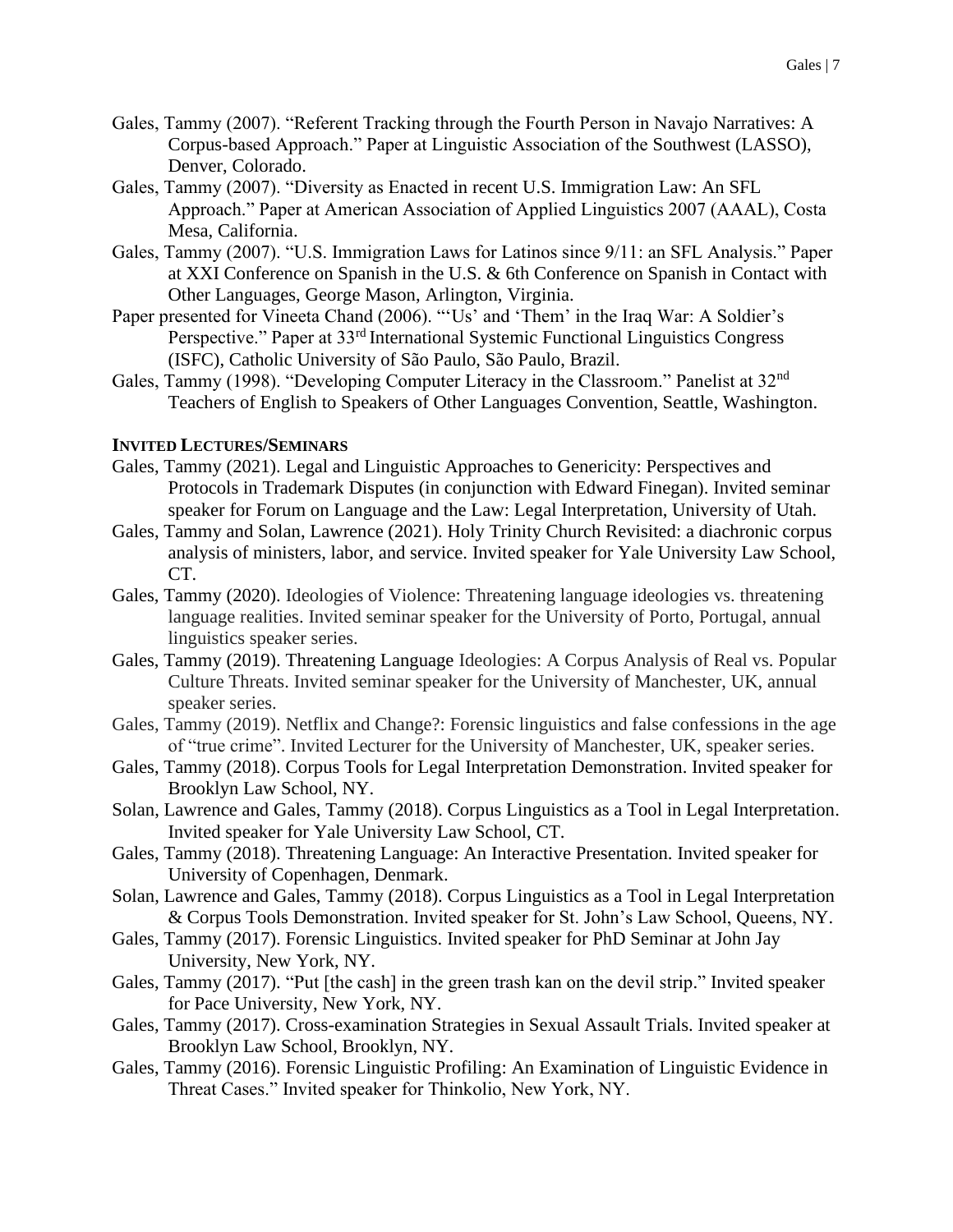Gales, Tammy (2007). "Referent Tracking through the Fourth Person in Navajo Narratives: A Corpus-based Approach." Paper at Linguistic Association of the Southwest (LASSO), Denver, Colorado.

Gales, Tammy (2007). "Diversity as Enacted in recent U.S. Immigration Law: An SFL Approach." Paper at American Association of Applied Linguistics 2007 (AAAL), Costa Mesa, California.

Gales, Tammy (2007). "U.S. Immigration Laws for Latinos since 9/11: an SFL Analysis." Paper at XXI Conference on Spanish in the U.S. & 6th Conference on Spanish in Contact with Other Languages, George Mason, Arlington, Virginia.

Paper presented for Vineeta Chand (2006). "'Us' and 'Them' in the Iraq War: A Soldier's Perspective." Paper at 33rd International Systemic Functional Linguistics Congress (ISFC), Catholic University of São Paulo, São Paulo, Brazil.

Gales, Tammy (1998). "Developing Computer Literacy in the Classroom." Panelist at 32nd Teachers of English to Speakers of Other Languages Convention, Seattle, Washington.

**INVITED LECTURES/SEMINARS**

Gales, Tammy (2021). Legal and Linguistic Approaches to Genericity: Perspectives and Protocols in Trademark Disputes (in conjunction with Edward Finegan). Invited seminar speaker for Forum on Language and the Law: Legal Interpretation, University of Utah.

Gales, Tammy and Solan, Lawrence (2021). Holy Trinity Church Revisited: a diachronic corpus analysis of ministers, labor, and service. Invited speaker for Yale University Law School, CT.

Gales, Tammy (2020). Ideologies of Violence: Threatening language ideologies vs. threatening language realities. Invited seminar speaker for the University of Porto, Portugal, annual linguistics speaker series.

Gales, Tammy (2019). Threatening Language Ideologies: A Corpus Analysis of Real vs. Popular Culture Threats. Invited seminar speaker for the University of Manchester, UK, annual speaker series.

Gales, Tammy (2019). Netflix and Change?: Forensic linguistics and false confessions in the age of "true crime". Invited Lecturer for the University of Manchester, UK, speaker series.

Gales, Tammy (2018). Corpus Tools for Legal Interpretation Demonstration. Invited speaker for Brooklyn Law School, NY.

Solan, Lawrence and Gales, Tammy (2018). Corpus Linguistics as a Tool in Legal Interpretation. Invited speaker for Yale University Law School, CT.

Gales, Tammy (2018). Threatening Language: An Interactive Presentation. Invited speaker for University of Copenhagen, Denmark.

Solan, Lawrence and Gales, Tammy (2018). Corpus Linguistics as a Tool in Legal Interpretation & Corpus Tools Demonstration. Invited speaker for St. John's Law School, Queens, NY.

Gales, Tammy (2017). Forensic Linguistics. Invited speaker for PhD Seminar at John Jay University, New York, NY.

Gales, Tammy (2017). "Put [the cash] in the green trash kan on the devil strip." Invited speaker for Pace University, New York, NY.

Gales, Tammy (2017). Cross-examination Strategies in Sexual Assault Trials. Invited speaker at Brooklyn Law School, Brooklyn, NY.

Gales, Tammy (2016). Forensic Linguistic Profiling: An Examination of Linguistic Evidence in Threat Cases." Invited speaker for Thinkolio, New York, NY.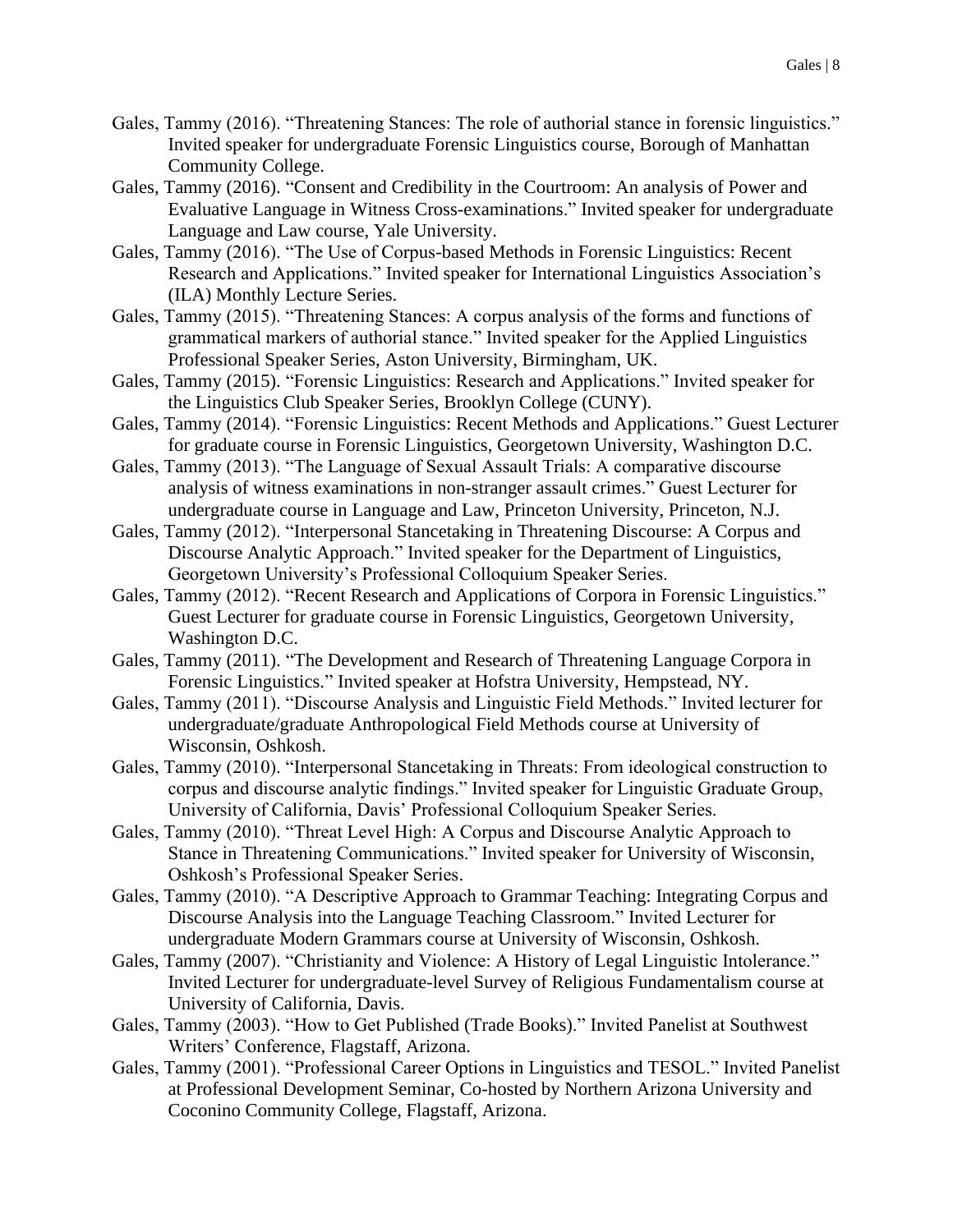Gales, Tammy (2016). "Threatening Stances: The role of authorial stance in forensic linguistics." Invited speaker for undergraduate Forensic Linguistics course, Borough of Manhattan Community College.

Gales, Tammy (2016). "Consent and Credibility in the Courtroom: An analysis of Power and Evaluative Language in Witness Cross-examinations." Invited speaker for undergraduate Language and Law course, Yale University.

Gales, Tammy (2016). "The Use of Corpus-based Methods in Forensic Linguistics: Recent Research and Applications." Invited speaker for International Linguistics Association's (ILA) Monthly Lecture Series.

Gales, Tammy (2015). "Threatening Stances: A corpus analysis of the forms and functions of grammatical markers of authorial stance." Invited speaker for the Applied Linguistics Professional Speaker Series, Aston University, Birmingham, UK.

Gales, Tammy (2015). "Forensic Linguistics: Research and Applications." Invited speaker for the Linguistics Club Speaker Series, Brooklyn College (CUNY).

Gales, Tammy (2014). "Forensic Linguistics: Recent Methods and Applications." Guest Lecturer for graduate course in Forensic Linguistics, Georgetown University, Washington D.C.

Gales, Tammy (2013). "The Language of Sexual Assault Trials: A comparative discourse analysis of witness examinations in non-stranger assault crimes." Guest Lecturer for undergraduate course in Language and Law, Princeton University, Princeton, N.J.

Gales, Tammy (2012). "Interpersonal Stancetaking in Threatening Discourse: A Corpus and Discourse Analytic Approach." Invited speaker for the Department of Linguistics, Georgetown University's Professional Colloquium Speaker Series.

Gales, Tammy (2012). "Recent Research and Applications of Corpora in Forensic Linguistics." Guest Lecturer for graduate course in Forensic Linguistics, Georgetown University, Washington D.C.

Gales, Tammy (2011). "The Development and Research of Threatening Language Corpora in Forensic Linguistics." Invited speaker at Hofstra University, Hempstead, NY.

Gales, Tammy (2011). "Discourse Analysis and Linguistic Field Methods." Invited lecturer for undergraduate/graduate Anthropological Field Methods course at University of Wisconsin, Oshkosh.

Gales, Tammy (2010). "Interpersonal Stancetaking in Threats: From ideological construction to corpus and discourse analytic findings." Invited speaker for Linguistic Graduate Group, University of California, Davis' Professional Colloquium Speaker Series.

Gales, Tammy (2010). "Threat Level High: A Corpus and Discourse Analytic Approach to Stance in Threatening Communications." Invited speaker for University of Wisconsin, Oshkosh's Professional Speaker Series.

Gales, Tammy (2010). "A Descriptive Approach to Grammar Teaching: Integrating Corpus and Discourse Analysis into the Language Teaching Classroom." Invited Lecturer for undergraduate Modern Grammars course at University of Wisconsin, Oshkosh.

Gales, Tammy (2007). "Christianity and Violence: A History of Legal Linguistic Intolerance." Invited Lecturer for undergraduate-level Survey of Religious Fundamentalism course at University of California, Davis.

Gales, Tammy (2003). "How to Get Published (Trade Books)." Invited Panelist at Southwest Writers' Conference, Flagstaff, Arizona.

Gales, Tammy (2001). "Professional Career Options in Linguistics and TESOL." Invited Panelist at Professional Development Seminar, Co-hosted by Northern Arizona University and Coconino Community College, Flagstaff, Arizona.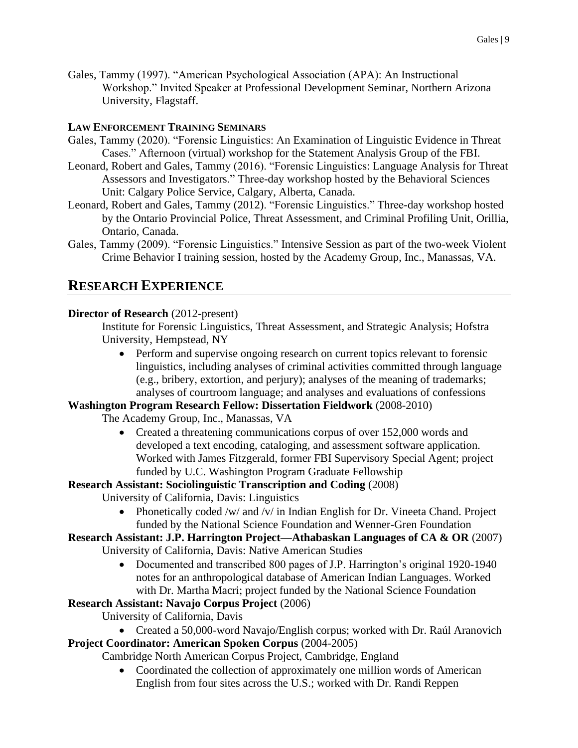Gales, Tammy (1997). "American Psychological Association (APA): An Instructional Workshop." Invited Speaker at Professional Development Seminar, Northern Arizona University, Flagstaff.

**LAW ENFORCEMENT TRAINING SEMINARS**

Gales, Tammy (2020). "Forensic Linguistics: An Examination of Linguistic Evidence in Threat Cases." Afternoon (virtual) workshop for the Statement Analysis Group of the FBI.

Leonard, Robert and Gales, Tammy (2016). "Forensic Linguistics: Language Analysis for Threat Assessors and Investigators." Three-day workshop hosted by the Behavioral Sciences Unit: Calgary Police Service, Calgary, Alberta, Canada.

Leonard, Robert and Gales, Tammy (2012). "Forensic Linguistics." Three-day workshop hosted by the Ontario Provincial Police, Threat Assessment, and Criminal Profiling Unit, Orillia, Ontario, Canada.

Gales, Tammy (2009). "Forensic Linguistics." Intensive Session as part of the two-week Violent Crime Behavior I training session, hosted by the Academy Group, Inc., Manassas, VA.

## RESEARCH EXPERIENCE

**Director of Research** (2012-present)

Institute for Forensic Linguistics, Threat Assessment, and Strategic Analysis; Hofstra University, Hempstead, NY

- Perform and supervise ongoing research on current topics relevant to forensic linguistics, including analyses of criminal activities committed through language (e.g., bribery, extortion, and perjury); analyses of the meaning of trademarks; analyses of courtroom language; and analyses and evaluations of confessions

**Washington Program Research Fellow: Dissertation Fieldwork** (2008-2010)

The Academy Group, Inc., Manassas, VA

- Created a threatening communications corpus of over 152,000 words and developed a text encoding, cataloging, and assessment software application. Worked with James Fitzgerald, former FBI Supervisory Special Agent; project funded by U.C. Washington Program Graduate Fellowship

**Research Assistant: Sociolinguistic Transcription and Coding** (2008)

University of California, Davis: Linguistics

- Phonetically coded /w/ and /v/ in Indian English for Dr. Vineeta Chand. Project funded by the National Science Foundation and Wenner-Gren Foundation

**Research Assistant: J.P. Harrington Project—Athabaskan Languages of CA & OR** (2007)

University of California, Davis: Native American Studies

- Documented and transcribed 800 pages of J.P. Harrington's original 1920-1940 notes for an anthropological database of American Indian Languages. Worked with Dr. Martha Macri; project funded by the National Science Foundation

**Research Assistant: Navajo Corpus Project** (2006)

University of California, Davis

- Created a 50,000-word Navajo/English corpus; worked with Dr. Raúl Aranovich

**Project Coordinator: American Spoken Corpus** (2004-2005)

Cambridge North American Corpus Project, Cambridge, England

- Coordinated the collection of approximately one million words of American English from four sites across the U.S.; worked with Dr. Randi Reppen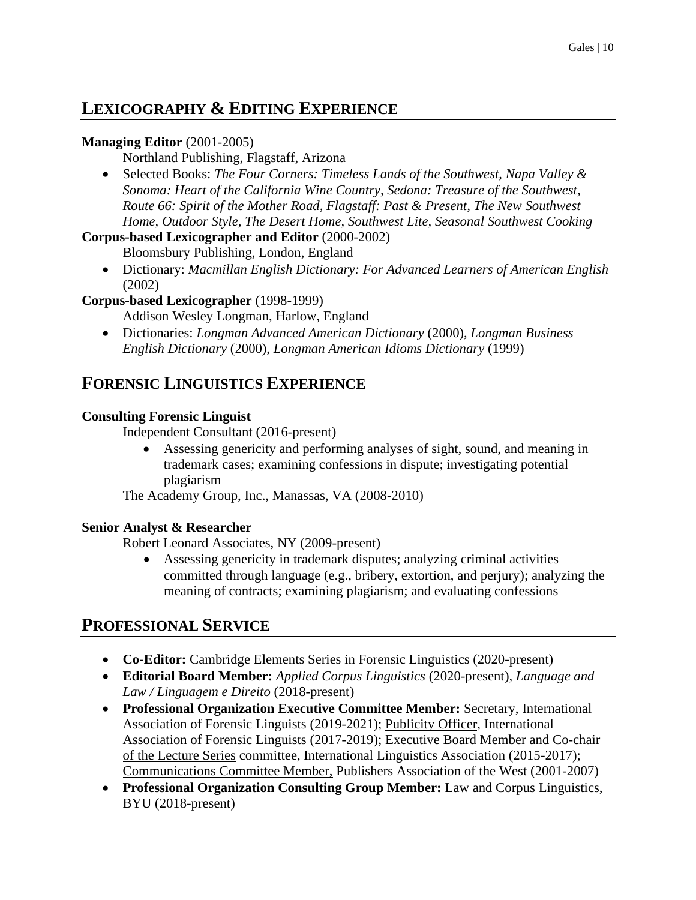## LEXICOGRAPHY & EDITING EXPERIENCE

**Managing Editor** (2001-2005)

Northland Publishing, Flagstaff, Arizona

- Selected Books: *The Four Corners: Timeless Lands of the Southwest, Napa Valley & Sonoma: Heart of the California Wine Country, Sedona: Treasure of the Southwest, Route 66: Spirit of the Mother Road, Flagstaff: Past & Present, The New Southwest Home, Outdoor Style, The Desert Home, Southwest Lite, Seasonal Southwest Cooking*

**Corpus-based Lexicographer and Editor** (2000-2002)

Bloomsbury Publishing, London, England

- Dictionary: *Macmillan English Dictionary: For Advanced Learners of American English* (2002)

**Corpus-based Lexicographer** (1998-1999)

Addison Wesley Longman, Harlow, England

- Dictionaries: *Longman Advanced American Dictionary* (2000), *Longman Business English Dictionary* (2000), *Longman American Idioms Dictionary* (1999)

## FORENSIC LINGUISTICS EXPERIENCE

**Consulting Forensic Linguist**

Independent Consultant (2016-present)

- Assessing genericity and performing analyses of sight, sound, and meaning in trademark cases; examining confessions in dispute; investigating potential plagiarism

The Academy Group, Inc., Manassas, VA (2008-2010)

**Senior Analyst & Researcher**

Robert Leonard Associates, NY (2009-present)

- Assessing genericity in trademark disputes; analyzing criminal activities committed through language (e.g., bribery, extortion, and perjury); analyzing the meaning of contracts; examining plagiarism; and evaluating confessions

## PROFESSIONAL SERVICE

- **Co-Editor:** Cambridge Elements Series in Forensic Linguistics (2020-present)
- **Editorial Board Member:** *Applied Corpus Linguistics* (2020-present), *Language and Law / Linguagem e Direito* (2018-present)
- **Professional Organization Executive Committee Member:** Secretary, International Association of Forensic Linguists (2019-2021); Publicity Officer, International Association of Forensic Linguists (2017-2019); Executive Board Member and Co-chair of the Lecture Series committee, International Linguistics Association (2015-2017); Communications Committee Member, Publishers Association of the West (2001-2007)
- **Professional Organization Consulting Group Member:** Law and Corpus Linguistics, BYU (2018-present)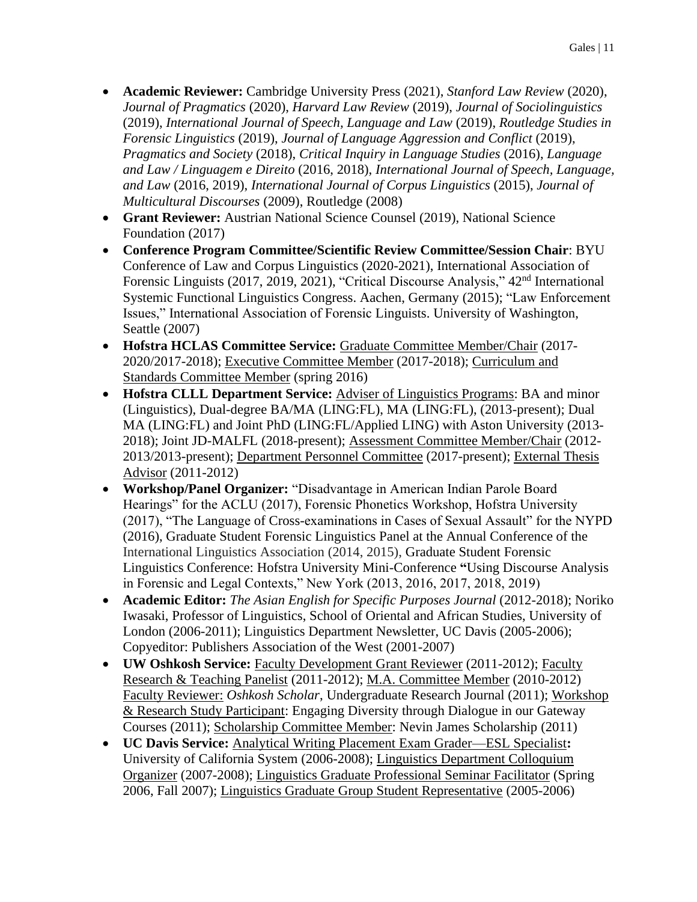- **Academic Reviewer:** Cambridge University Press (2021), *Stanford Law Review* (2020), *Journal of Pragmatics* (2020), *Harvard Law Review* (2019), *Journal of Sociolinguistics* (2019), *International Journal of Speech, Language and Law* (2019), *Routledge Studies in Forensic Linguistics* (2019), *Journal of Language Aggression and Conflict* (2019), *Pragmatics and Society* (2018), *Critical Inquiry in Language Studies* (2016), *Language and Law / Linguagem e Direito* (2016, 2018), *International Journal of Speech, Language, and Law* (2016, 2019), *International Journal of Corpus Linguistics* (2015), *Journal of Multicultural Discourses* (2009), Routledge (2008)
- **Grant Reviewer:** Austrian National Science Counsel (2019), National Science Foundation (2017)
- **Conference Program Committee/Scientific Review Committee/Session Chair**: BYU Conference of Law and Corpus Linguistics (2020-2021), International Association of Forensic Linguists (2017, 2019, 2021), "Critical Discourse Analysis," 42nd International Systemic Functional Linguistics Congress. Aachen, Germany (2015); "Law Enforcement Issues," International Association of Forensic Linguists. University of Washington, Seattle (2007)
- **Hofstra HCLAS Committee Service:** Graduate Committee Member/Chair (2017-2020/2017-2018); Executive Committee Member (2017-2018); Curriculum and Standards Committee Member (spring 2016)
- **Hofstra CLLL Department Service:** Adviser of Linguistics Programs: BA and minor (Linguistics), Dual-degree BA/MA (LING:FL), MA (LING:FL), (2013-present); Dual MA (LING:FL) and Joint PhD (LING:FL/Applied LING) with Aston University (2013-2018); Joint JD-MALFL (2018-present); Assessment Committee Member/Chair (2012-2013/2013-present); Department Personnel Committee (2017-present); External Thesis Advisor (2011-2012)
- **Workshop/Panel Organizer:** "Disadvantage in American Indian Parole Board Hearings" for the ACLU (2017), Forensic Phonetics Workshop, Hofstra University (2017), "The Language of Cross-examinations in Cases of Sexual Assault" for the NYPD (2016), Graduate Student Forensic Linguistics Panel at the Annual Conference of the International Linguistics Association (2014, 2015), Graduate Student Forensic Linguistics Conference: Hofstra University Mini-Conference **"**Using Discourse Analysis in Forensic and Legal Contexts," New York (2013, 2016, 2017, 2018, 2019)
- **Academic Editor:** *The Asian English for Specific Purposes Journal* (2012-2018); Noriko Iwasaki, Professor of Linguistics, School of Oriental and African Studies, University of London (2006-2011); Linguistics Department Newsletter, UC Davis (2005-2006); Copyeditor: Publishers Association of the West (2001-2007)
- **UW Oshkosh Service:** Faculty Development Grant Reviewer (2011-2012); Faculty Research & Teaching Panelist (2011-2012); M.A. Committee Member (2010-2012) Faculty Reviewer: *Oshkosh Scholar*, Undergraduate Research Journal (2011); Workshop & Research Study Participant: Engaging Diversity through Dialogue in our Gateway Courses (2011); Scholarship Committee Member: Nevin James Scholarship (2011)
- **UC Davis Service:** Analytical Writing Placement Exam Grader—ESL Specialist**:** University of California System (2006-2008); Linguistics Department Colloquium Organizer (2007-2008); Linguistics Graduate Professional Seminar Facilitator (Spring 2006, Fall 2007); Linguistics Graduate Group Student Representative (2005-2006)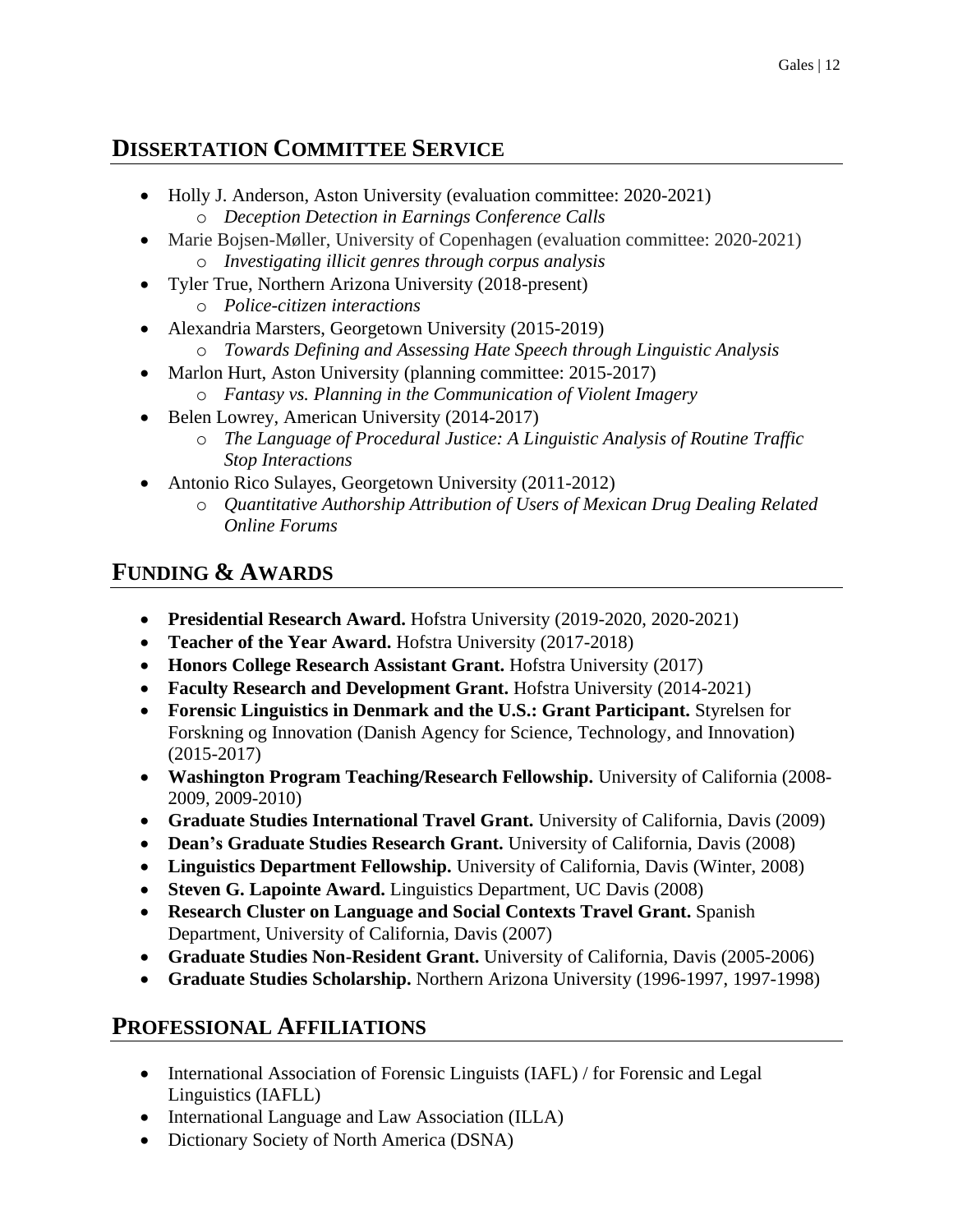## DISSERTATION COMMITTEE SERVICE

- Holly J. Anderson, Aston University (evaluation committee: 2020-2021)
  - *Deception Detection in Earnings Conference Calls*
- Marie Bojsen-Møller, University of Copenhagen (evaluation committee: 2020-2021)
  - *Investigating illicit genres through corpus analysis*
- Tyler True, Northern Arizona University (2018-present)
  - *Police-citizen interactions*
- Alexandria Marsters, Georgetown University (2015-2019)
  - *Towards Defining and Assessing Hate Speech through Linguistic Analysis*
- Marlon Hurt, Aston University (planning committee: 2015-2017)
  - *Fantasy vs. Planning in the Communication of Violent Imagery*
- Belen Lowrey, American University (2014-2017)
  - *The Language of Procedural Justice: A Linguistic Analysis of Routine Traffic Stop Interactions*
- Antonio Rico Sulayes, Georgetown University (2011-2012)
  - *Quantitative Authorship Attribution of Users of Mexican Drug Dealing Related Online Forums*

## FUNDING & AWARDS

- **Presidential Research Award.** Hofstra University (2019-2020, 2020-2021)
- **Teacher of the Year Award.** Hofstra University (2017-2018)
- **Honors College Research Assistant Grant.** Hofstra University (2017)
- **Faculty Research and Development Grant.** Hofstra University (2014-2021)
- **Forensic Linguistics in Denmark and the U.S.: Grant Participant.** Styrelsen for Forskning og Innovation (Danish Agency for Science, Technology, and Innovation) (2015-2017)
- **Washington Program Teaching/Research Fellowship.** University of California (2008-2009, 2009-2010)
- **Graduate Studies International Travel Grant.** University of California, Davis (2009)
- **Dean's Graduate Studies Research Grant.** University of California, Davis (2008)
- **Linguistics Department Fellowship.** University of California, Davis (Winter, 2008)
- **Steven G. Lapointe Award.** Linguistics Department, UC Davis (2008)
- **Research Cluster on Language and Social Contexts Travel Grant.** Spanish Department, University of California, Davis (2007)
- **Graduate Studies Non-Resident Grant.** University of California, Davis (2005-2006)
- **Graduate Studies Scholarship.** Northern Arizona University (1996-1997, 1997-1998)

## PROFESSIONAL AFFILIATIONS

- International Association of Forensic Linguists (IAFL) / for Forensic and Legal Linguistics (IAFLL)
- International Language and Law Association (ILLA)
- Dictionary Society of North America (DSNA)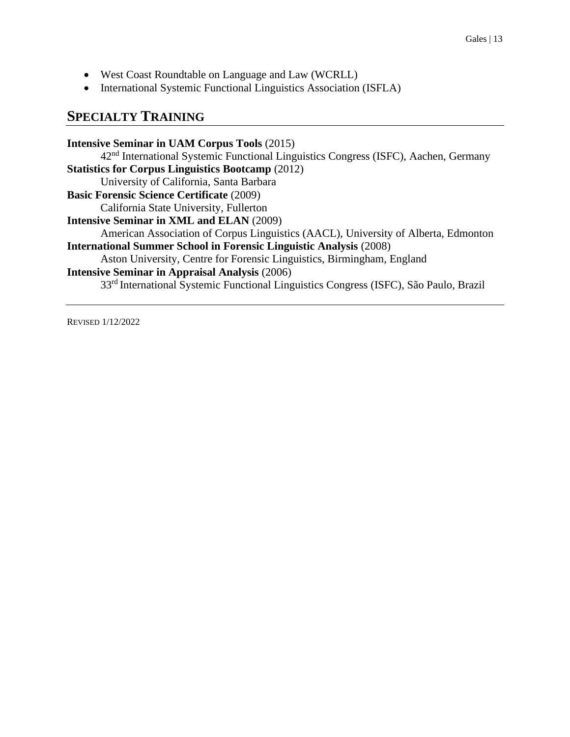- West Coast Roundtable on Language and Law (WCRLL)
- International Systemic Functional Linguistics Association (ISFLA)

## Specialty Training

**Intensive Seminar in UAM Corpus Tools** (2015)
42nd International Systemic Functional Linguistics Congress (ISFC), Aachen, Germany

**Statistics for Corpus Linguistics Bootcamp** (2012)
University of California, Santa Barbara

**Basic Forensic Science Certificate** (2009)
California State University, Fullerton

**Intensive Seminar in XML and ELAN** (2009)
American Association of Corpus Linguistics (AACL), University of Alberta, Edmonton

**International Summer School in Forensic Linguistic Analysis** (2008)
Aston University, Centre for Forensic Linguistics, Birmingham, England

**Intensive Seminar in Appraisal Analysis** (2006)
33rd International Systemic Functional Linguistics Congress (ISFC), São Paulo, Brazil

---

Revised 1/12/2022